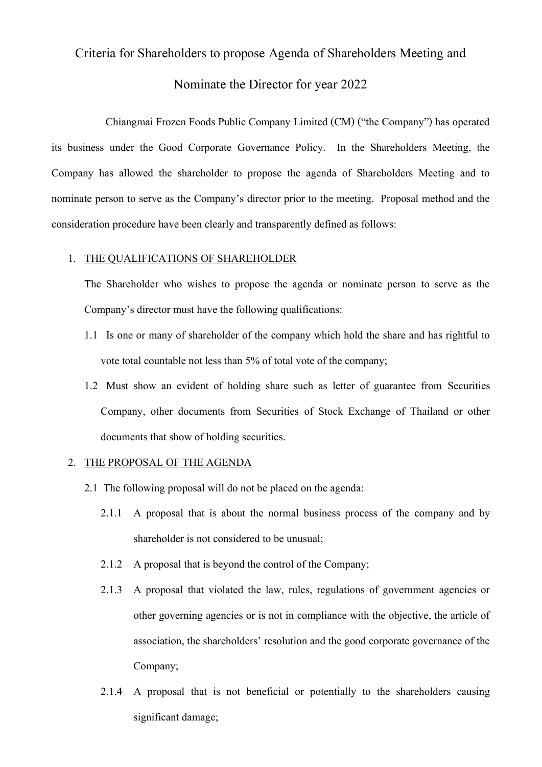# Criteria for Shareholders to propose Agenda of Shareholders Meeting and Nominate the Director for year 2022

Chiangmai Frozen Foods Public Company Limited (CM) ("the Company") has operated its business under the Good Corporate Governance Policy. In the Shareholders Meeting, the Company has allowed the shareholder to propose the agenda of Shareholders Meeting and to nominate person to serve as the Company's director prior to the meeting. Proposal method and the consideration procedure have been clearly and transparently defined as follows:

1. <u>THE QUALIFICATIONS OF SHAREHOLDER</u>

   The Shareholder who wishes to propose the agenda or nominate person to serve as the Company's director must have the following qualifications:

   1.1 Is one or many of shareholder of the company which hold the share and has rightful to vote total countable not less than 5% of total vote of the company;

   1.2 Must show an evident of holding share such as letter of guarantee from Securities Company, other documents from Securities of Stock Exchange of Thailand or other documents that show of holding securities.

2. <u>THE PROPOSAL OF THE AGENDA</u>

   2.1 The following proposal will do not be placed on the agenda:

   - 2.1.1 A proposal that is about the normal business process of the company and by shareholder is not considered to be unusual;
   - 2.1.2 A proposal that is beyond the control of the Company;
   - 2.1.3 A proposal that violated the law, rules, regulations of government agencies or other governing agencies or is not in compliance with the objective, the article of association, the shareholders' resolution and the good corporate governance of the Company;
   - 2.1.4 A proposal that is not beneficial or potentially to the shareholders causing significant damage;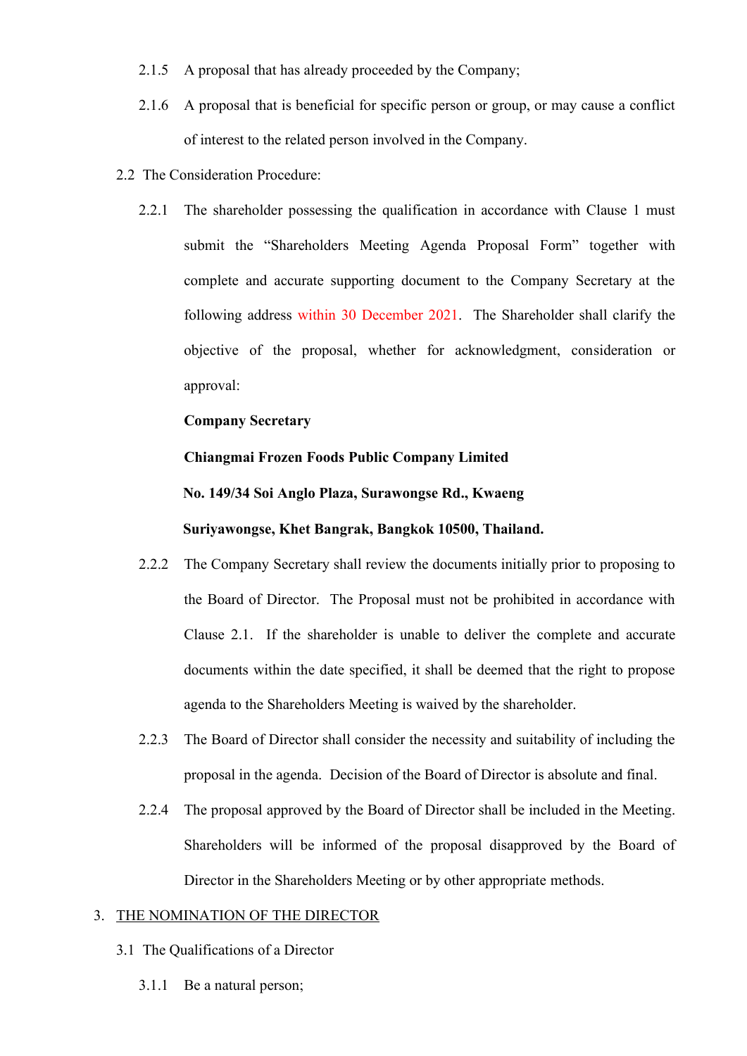2.1.5 A proposal that has already proceeded by the Company;

2.1.6 A proposal that is beneficial for specific person or group, or may cause a conflict of interest to the related person involved in the Company.

2.2 The Consideration Procedure:

2.2.1 The shareholder possessing the qualification in accordance with Clause 1 must submit the "Shareholders Meeting Agenda Proposal Form" together with complete and accurate supporting document to the Company Secretary at the following address within 30 December 2021. The Shareholder shall clarify the objective of the proposal, whether for acknowledgment, consideration or approval:

**Company Secretary**

**Chiangmai Frozen Foods Public Company Limited**

**No. 149/34 Soi Anglo Plaza, Surawongse Rd., Kwaeng**

**Suriyawongse, Khet Bangrak, Bangkok 10500, Thailand.**

2.2.2 The Company Secretary shall review the documents initially prior to proposing to the Board of Director. The Proposal must not be prohibited in accordance with Clause 2.1. If the shareholder is unable to deliver the complete and accurate documents within the date specified, it shall be deemed that the right to propose agenda to the Shareholders Meeting is waived by the shareholder.

2.2.3 The Board of Director shall consider the necessity and suitability of including the proposal in the agenda. Decision of the Board of Director is absolute and final.

2.2.4 The proposal approved by the Board of Director shall be included in the Meeting. Shareholders will be informed of the proposal disapproved by the Board of Director in the Shareholders Meeting or by other appropriate methods.

3. <u>THE NOMINATION OF THE DIRECTOR</u>

3.1 The Qualifications of a Director

3.1.1 Be a natural person;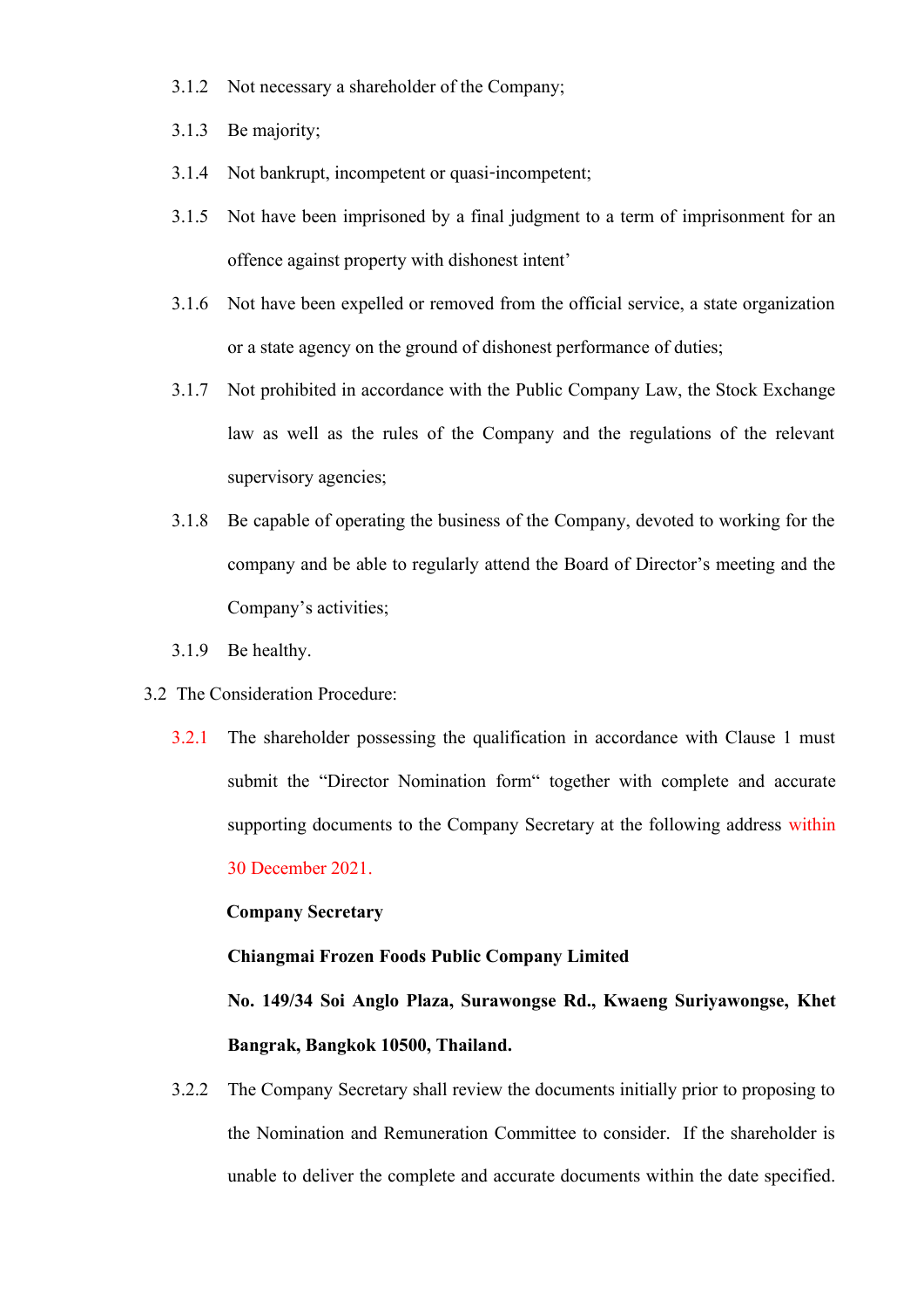3.1.2 Not necessary a shareholder of the Company;

3.1.3 Be majority;

3.1.4 Not bankrupt, incompetent or quasi-incompetent;

3.1.5 Not have been imprisoned by a final judgment to a term of imprisonment for an offence against property with dishonest intent'

3.1.6 Not have been expelled or removed from the official service, a state organization or a state agency on the ground of dishonest performance of duties;

3.1.7 Not prohibited in accordance with the Public Company Law, the Stock Exchange law as well as the rules of the Company and the regulations of the relevant supervisory agencies;

3.1.8 Be capable of operating the business of the Company, devoted to working for the company and be able to regularly attend the Board of Director's meeting and the Company's activities;

3.1.9 Be healthy.

3.2 The Consideration Procedure:

3.2.1 The shareholder possessing the qualification in accordance with Clause 1 must submit the "Director Nomination form" together with complete and accurate supporting documents to the Company Secretary at the following address within 30 December 2021.

**Company Secretary**

**Chiangmai Frozen Foods Public Company Limited**

**No. 149/34 Soi Anglo Plaza, Surawongse Rd., Kwaeng Suriyawongse, Khet Bangrak, Bangkok 10500, Thailand.**

3.2.2 The Company Secretary shall review the documents initially prior to proposing to the Nomination and Remuneration Committee to consider. If the shareholder is unable to deliver the complete and accurate documents within the date specified.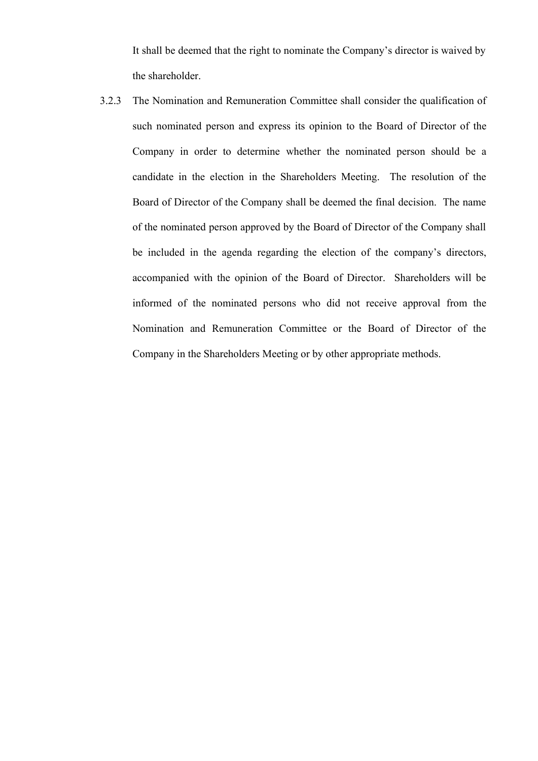It shall be deemed that the right to nominate the Company's director is waived by the shareholder.

3.2.3 The Nomination and Remuneration Committee shall consider the qualification of such nominated person and express its opinion to the Board of Director of the Company in order to determine whether the nominated person should be a candidate in the election in the Shareholders Meeting. The resolution of the Board of Director of the Company shall be deemed the final decision. The name of the nominated person approved by the Board of Director of the Company shall be included in the agenda regarding the election of the company's directors, accompanied with the opinion of the Board of Director. Shareholders will be informed of the nominated persons who did not receive approval from the Nomination and Remuneration Committee or the Board of Director of the Company in the Shareholders Meeting or by other appropriate methods.